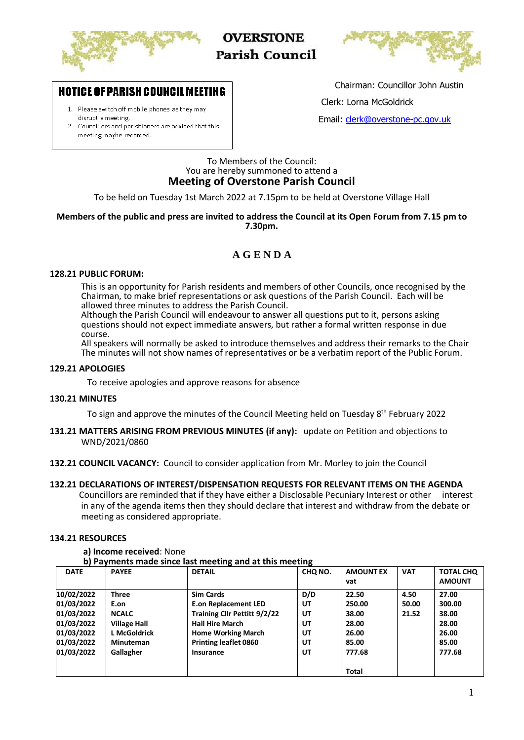# OVERSTONE Parish Council

## NOTICE OF PARISH COUNCIL MEETING

1. Please switch off mobile phones as they may disrupt a meeting.
2. Councillors and parishioners are advised that this meeting maybe recorded.

Chairman: Councillor John Austin

Clerk: Lorna McGoldrick

Email: clerk@overstone-pc.gov.uk

To Members of the Council:
You are hereby summoned to attend a

## Meeting of Overstone Parish Council

To be held on Tuesday 1st March 2022 at 7.15pm to be held at Overstone Village Hall

**Members of the public and press are invited to address the Council at its Open Forum from 7.15 pm to 7.30pm.**

## A G E N D A

### 128.21 PUBLIC FORUM:

This is an opportunity for Parish residents and members of other Councils, once recognised by the Chairman, to make brief representations or ask questions of the Parish Council. Each will be allowed three minutes to address the Parish Council.
Although the Parish Council will endeavour to answer all questions put to it, persons asking questions should not expect immediate answers, but rather a formal written response in due course.
All speakers will normally be asked to introduce themselves and address their remarks to the Chair The minutes will not show names of representatives or be a verbatim report of the Public Forum.

### 129.21 APOLOGIES

To receive apologies and approve reasons for absence

### 130.21 MINUTES

To sign and approve the minutes of the Council Meeting held on Tuesday 8th February 2022

**131.21 MATTERS ARISING FROM PREVIOUS MINUTES (if any):** update on Petition and objections to WND/2021/0860

**132.21 COUNCIL VACANCY:** Council to consider application from Mr. Morley to join the Council

### 132.21 DECLARATIONS OF INTEREST/DISPENSATION REQUESTS FOR RELEVANT ITEMS ON THE AGENDA

Councillors are reminded that if they have either a Disclosable Pecuniary Interest or other interest in any of the agenda items then they should declare that interest and withdraw from the debate or meeting as considered appropriate.

### 134.21 RESOURCES

**a) Income received**: None

**b) Payments made since last meeting and at this meeting**

| DATE | PAYEE | DETAIL | CHQ NO. | AMOUNT EX vat | VAT | TOTAL CHQ AMOUNT |
|---|---|---|---|---|---|---|
| 10/02/2022 | Three | Sim Cards | D/D | 22.50 | 4.50 | 27.00 |
| 01/03/2022 | E.on | E.on Replacement LED | UT | 250.00 | 50.00 | 300.00 |
| 01/03/2022 | NCALC | Training Cllr Pettitt 9/2/22 | UT | 38.00 | 21.52 | 38.00 |
| 01/03/2022 | Village Hall | Hall Hire March | UT | 28.00 | | 28.00 |
| 01/03/2022 | L McGoldrick | Home Working March | UT | 26.00 | | 26.00 |
| 01/03/2022 | Minuteman | Printing leaflet 0860 | UT | 85.00 | | 85.00 |
| 01/03/2022 | Gallagher | Insurance | UT | 777.68 | | 777.68 |
| | | | | Total | | |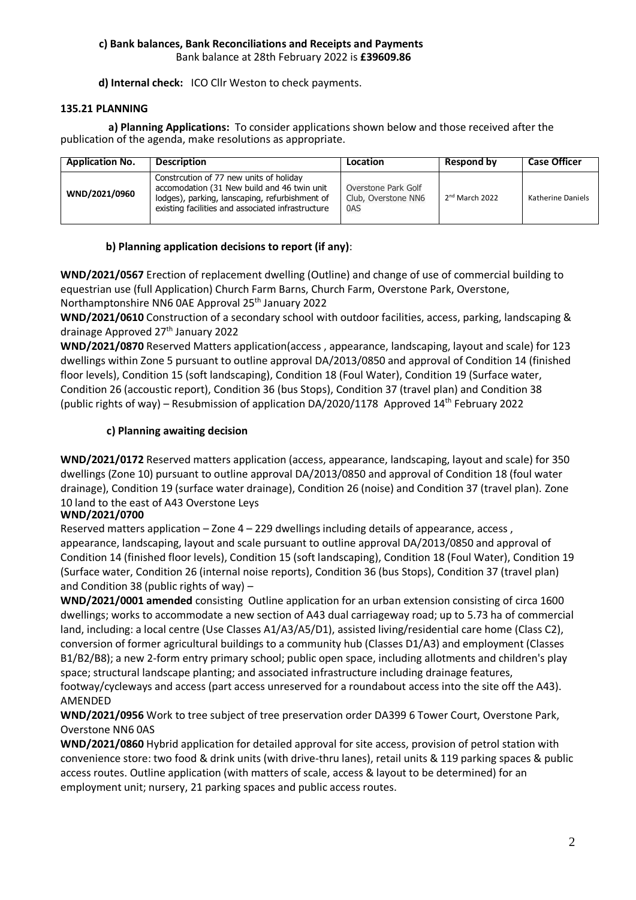**c) Bank balances, Bank Reconciliations and Receipts and Payments**

Bank balance at 28th February 2022 is **£39609.86**

**d) Internal check:** ICO Cllr Weston to check payments.

**135.21 PLANNING**

**a) Planning Applications:** To consider applications shown below and those received after the publication of the agenda, make resolutions as appropriate.

| Application No. | Description | Location | Respond by | Case Officer |
|---|---|---|---|---|
| WND/2021/0960 | Constrcution of 77 new units of holiday accomodation (31 New build and 46 twin unit lodges), parking, lanscaping, refurbishment of existing facilities and associated infrastructure | Overstone Park Golf Club, Overstone NN6 0AS | 2nd March 2022 | Katherine Daniels |

**b) Planning application decisions to report (if any)**:

**WND/2021/0567** Erection of replacement dwelling (Outline) and change of use of commercial building to equestrian use (full Application) Church Farm Barns, Church Farm, Overstone Park, Overstone, Northamptonshire NN6 0AE Approval 25th January 2022

**WND/2021/0610** Construction of a secondary school with outdoor facilities, access, parking, landscaping & drainage Approved 27th January 2022

**WND/2021/0870** Reserved Matters application(access , appearance, landscaping, layout and scale) for 123 dwellings within Zone 5 pursuant to outline approval DA/2013/0850 and approval of Condition 14 (finished floor levels), Condition 15 (soft landscaping), Condition 18 (Foul Water), Condition 19 (Surface water, Condition 26 (accoustic report), Condition 36 (bus Stops), Condition 37 (travel plan) and Condition 38 (public rights of way) – Resubmission of application DA/2020/1178 Approved 14th February 2022

**c) Planning awaiting decision**

**WND/2021/0172** Reserved matters application (access, appearance, landscaping, layout and scale) for 350 dwellings (Zone 10) pursuant to outline approval DA/2013/0850 and approval of Condition 18 (foul water drainage), Condition 19 (surface water drainage), Condition 26 (noise) and Condition 37 (travel plan). Zone 10 land to the east of A43 Overstone Leys

**WND/2021/0700**

Reserved matters application – Zone 4 – 229 dwellings including details of appearance, access , appearance, landscaping, layout and scale pursuant to outline approval DA/2013/0850 and approval of Condition 14 (finished floor levels), Condition 15 (soft landscaping), Condition 18 (Foul Water), Condition 19 (Surface water, Condition 26 (internal noise reports), Condition 36 (bus Stops), Condition 37 (travel plan) and Condition 38 (public rights of way) –

**WND/2021/0001 amended** consisting Outline application for an urban extension consisting of circa 1600 dwellings; works to accommodate a new section of A43 dual carriageway road; up to 5.73 ha of commercial land, including: a local centre (Use Classes A1/A3/A5/D1), assisted living/residential care home (Class C2), conversion of former agricultural buildings to a community hub (Classes D1/A3) and employment (Classes B1/B2/B8); a new 2-form entry primary school; public open space, including allotments and children's play space; structural landscape planting; and associated infrastructure including drainage features, footway/cycleways and access (part access unreserved for a roundabout access into the site off the A43). AMENDED

**WND/2021/0956** Work to tree subject of tree preservation order DA399 6 Tower Court, Overstone Park, Overstone NN6 0AS

**WND/2021/0860** Hybrid application for detailed approval for site access, provision of petrol station with convenience store: two food & drink units (with drive-thru lanes), retail units & 119 parking spaces & public access routes. Outline application (with matters of scale, access & layout to be determined) for an employment unit; nursery, 21 parking spaces and public access routes.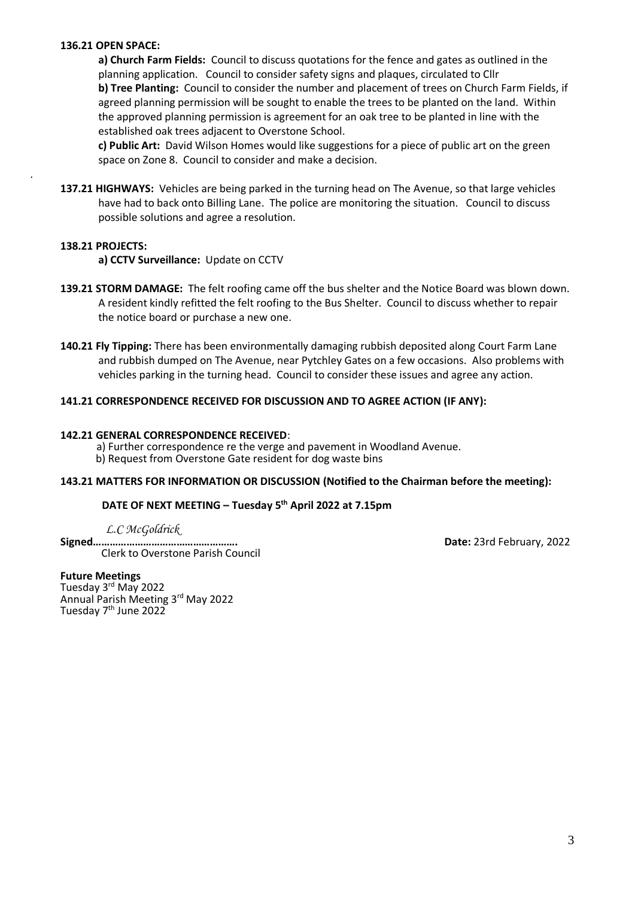**136.21 OPEN SPACE:**

**a) Church Farm Fields:** Council to discuss quotations for the fence and gates as outlined in the planning application. Council to consider safety signs and plaques, circulated to Cllr

**b) Tree Planting:** Council to consider the number and placement of trees on Church Farm Fields, if agreed planning permission will be sought to enable the trees to be planted on the land. Within the approved planning permission is agreement for an oak tree to be planted in line with the established oak trees adjacent to Overstone School.

**c) Public Art:** David Wilson Homes would like suggestions for a piece of public art on the green space on Zone 8. Council to consider and make a decision.

**137.21 HIGHWAYS:** Vehicles are being parked in the turning head on The Avenue, so that large vehicles have had to back onto Billing Lane. The police are monitoring the situation. Council to discuss possible solutions and agree a resolution.

**138.21 PROJECTS:**

**a) CCTV Surveillance:** Update on CCTV

**139.21 STORM DAMAGE:** The felt roofing came off the bus shelter and the Notice Board was blown down. A resident kindly refitted the felt roofing to the Bus Shelter. Council to discuss whether to repair the notice board or purchase a new one.

**140.21 Fly Tipping:** There has been environmentally damaging rubbish deposited along Court Farm Lane and rubbish dumped on The Avenue, near Pytchley Gates on a few occasions. Also problems with vehicles parking in the turning head. Council to consider these issues and agree any action.

**141.21 CORRESPONDENCE RECEIVED FOR DISCUSSION AND TO AGREE ACTION (IF ANY):**

**142.21 GENERAL CORRESPONDENCE RECEIVED**:

a) Further correspondence re the verge and pavement in Woodland Avenue.
b) Request from Overstone Gate resident for dog waste bins

**143.21 MATTERS FOR INFORMATION OR DISCUSSION (Notified to the Chairman before the meeting):**

**DATE OF NEXT MEETING – Tuesday 5th April 2022 at 7.15pm**

*L.C McGoldrick*

**Signed…………………………………………….** **Date:** 23rd February, 2022
Clerk to Overstone Parish Council

**Future Meetings**
Tuesday 3rd May 2022
Annual Parish Meeting 3rd May 2022
Tuesday 7th June 2022